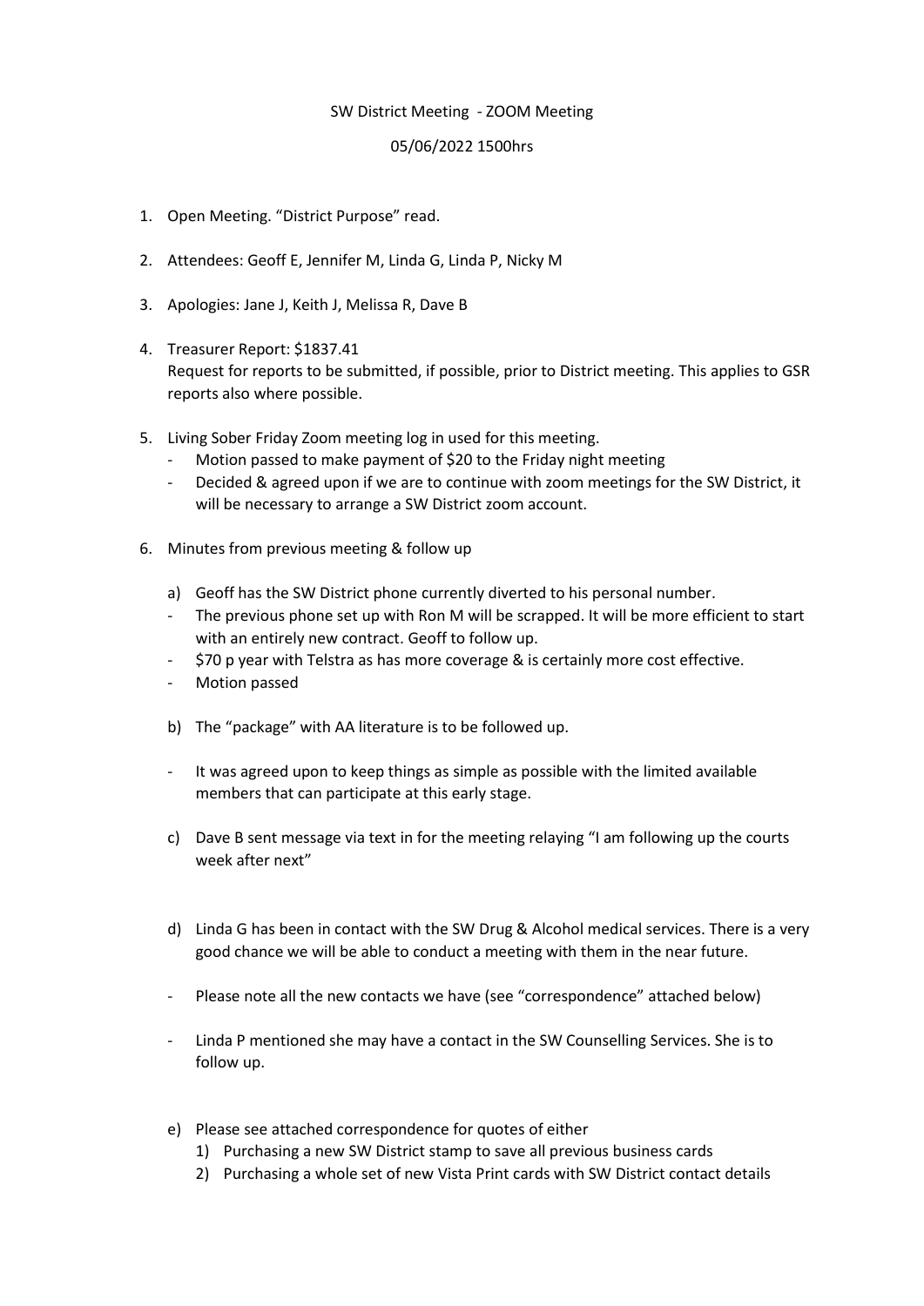SW District Meeting - ZOOM Meeting

05/06/2022 1500hrs

1. Open Meeting. "District Purpose" read.

2. Attendees: Geoff E, Jennifer M, Linda G, Linda P, Nicky M

3. Apologies: Jane J, Keith J, Melissa R, Dave B

4. Treasurer Report: $1837.41
   Request for reports to be submitted, if possible, prior to District meeting. This applies to GSR reports also where possible.

5. Living Sober Friday Zoom meeting log in used for this meeting.
   - Motion passed to make payment of $20 to the Friday night meeting
   - Decided & agreed upon if we are to continue with zoom meetings for the SW District, it will be necessary to arrange a SW District zoom account.

6. Minutes from previous meeting & follow up

   a) Geoff has the SW District phone currently diverted to his personal number.
   - The previous phone set up with Ron M will be scrapped. It will be more efficient to start with an entirely new contract. Geoff to follow up.
   - $70 p year with Telstra as has more coverage & is certainly more cost effective.
   - Motion passed

   b) The "package" with AA literature is to be followed up.

   - It was agreed upon to keep things as simple as possible with the limited available members that can participate at this early stage.

   c) Dave B sent message via text in for the meeting relaying "I am following up the courts week after next"

   d) Linda G has been in contact with the SW Drug & Alcohol medical services. There is a very good chance we will be able to conduct a meeting with them in the near future.

   - Please note all the new contacts we have (see "correspondence" attached below)

   - Linda P mentioned she may have a contact in the SW Counselling Services. She is to follow up.

   e) Please see attached correspondence for quotes of either
      1) Purchasing a new SW District stamp to save all previous business cards
      2) Purchasing a whole set of new Vista Print cards with SW District contact details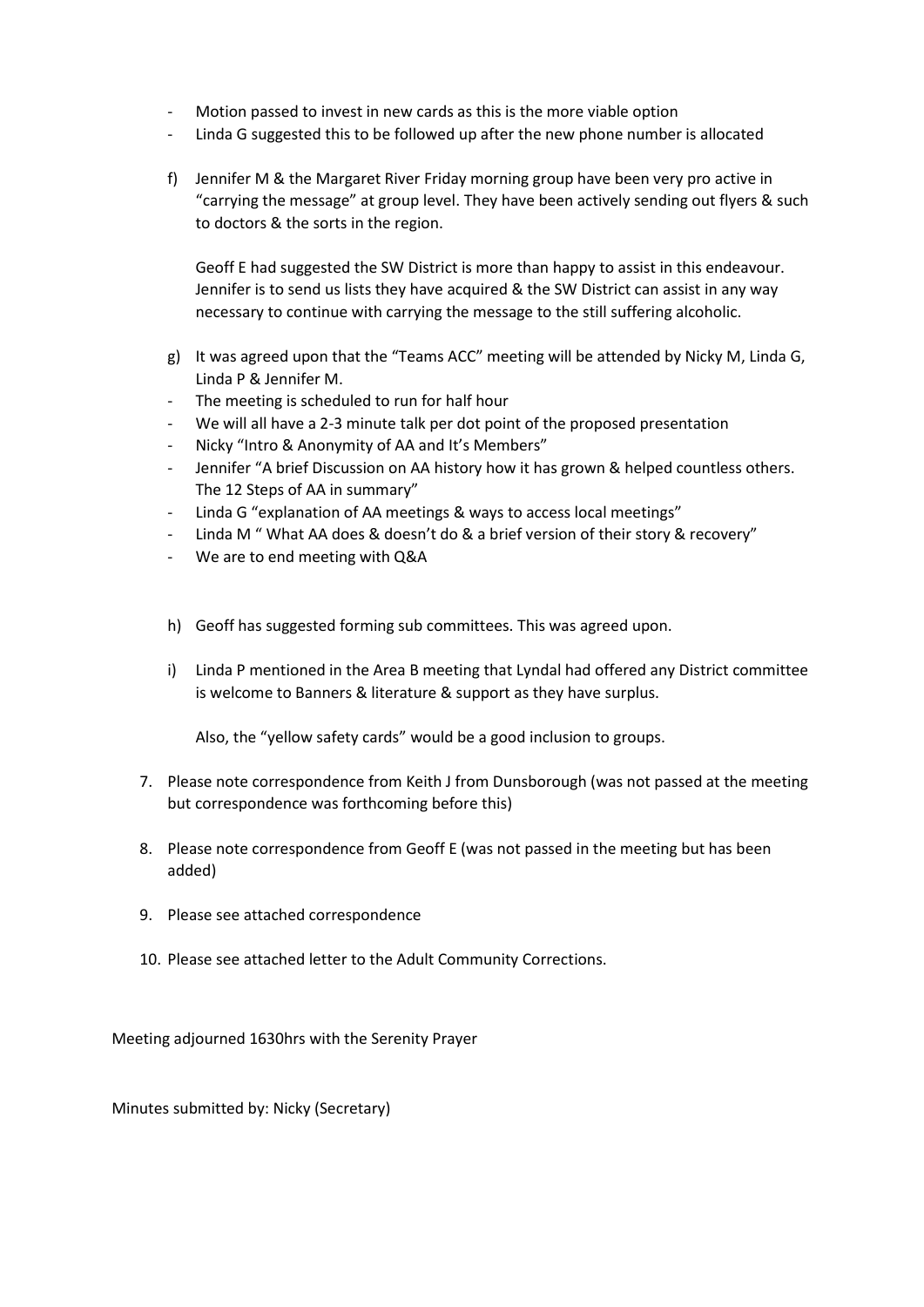- Motion passed to invest in new cards as this is the more viable option
- Linda G suggested this to be followed up after the new phone number is allocated

f) Jennifer M & the Margaret River Friday morning group have been very pro active in "carrying the message" at group level. They have been actively sending out flyers & such to doctors & the sorts in the region.

   Geoff E had suggested the SW District is more than happy to assist in this endeavour. Jennifer is to send us lists they have acquired & the SW District can assist in any way necessary to continue with carrying the message to the still suffering alcoholic.

g) It was agreed upon that the "Teams ACC" meeting will be attended by Nicky M, Linda G, Linda P & Jennifer M.

- The meeting is scheduled to run for half hour
- We will all have a 2-3 minute talk per dot point of the proposed presentation
- Nicky "Intro & Anonymity of AA and It's Members"
- Jennifer "A brief Discussion on AA history how it has grown & helped countless others. The 12 Steps of AA in summary"
- Linda G "explanation of AA meetings & ways to access local meetings"
- Linda M " What AA does & doesn't do & a brief version of their story & recovery"
- We are to end meeting with Q&A

h) Geoff has suggested forming sub committees. This was agreed upon.

i) Linda P mentioned in the Area B meeting that Lyndal had offered any District committee is welcome to Banners & literature & support as they have surplus.

   Also, the "yellow safety cards" would be a good inclusion to groups.

7. Please note correspondence from Keith J from Dunsborough (was not passed at the meeting but correspondence was forthcoming before this)
8. Please note correspondence from Geoff E (was not passed in the meeting but has been added)
9. Please see attached correspondence
10. Please see attached letter to the Adult Community Corrections.

Meeting adjourned 1630hrs with the Serenity Prayer

Minutes submitted by: Nicky (Secretary)